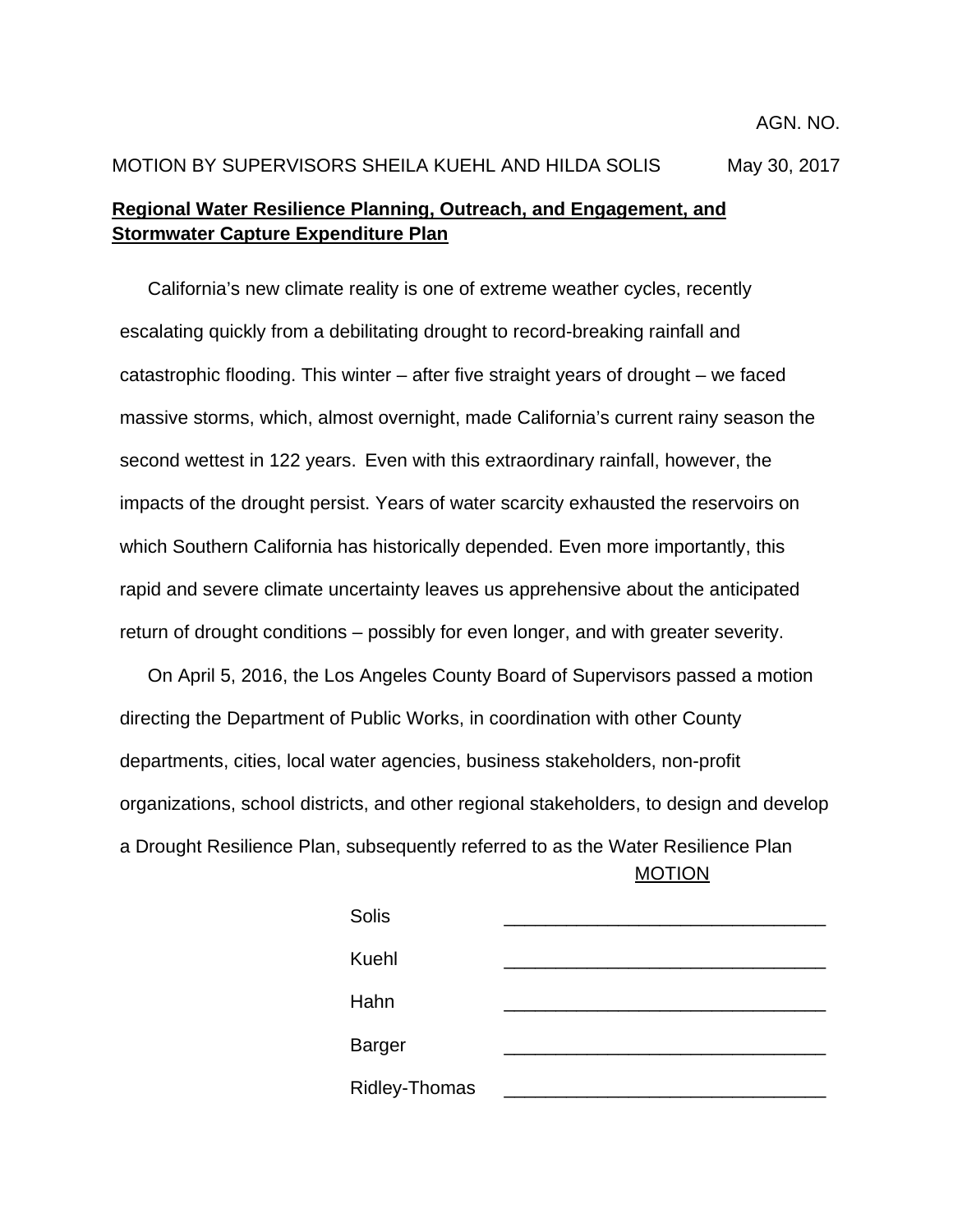AGN. NO.

MOTION BY SUPERVISORS SHEILA KUEHL AND HILDA SOLIS May 30, 2017

**Regional Water Resilience Planning, Outreach, and Engagement, and Stormwater Capture Expenditure Plan**

California's new climate reality is one of extreme weather cycles, recently escalating quickly from a debilitating drought to record-breaking rainfall and catastrophic flooding. This winter – after five straight years of drought – we faced massive storms, which, almost overnight, made California's current rainy season the second wettest in 122 years. Even with this extraordinary rainfall, however, the impacts of the drought persist. Years of water scarcity exhausted the reservoirs on which Southern California has historically depended. Even more importantly, this rapid and severe climate uncertainty leaves us apprehensive about the anticipated return of drought conditions – possibly for even longer, and with greater severity.

On April 5, 2016, the Los Angeles County Board of Supervisors passed a motion directing the Department of Public Works, in coordination with other County departments, cities, local water agencies, business stakeholders, non-profit organizations, school districts, and other regional stakeholders, to design and develop a Drought Resilience Plan, subsequently referred to as the Water Resilience Plan

MOTION

| | |
|---|---|
| Solis | _______________________________ |
| Kuehl | _______________________________ |
| Hahn | _______________________________ |
| Barger | _______________________________ |
| Ridley-Thomas | _______________________________ |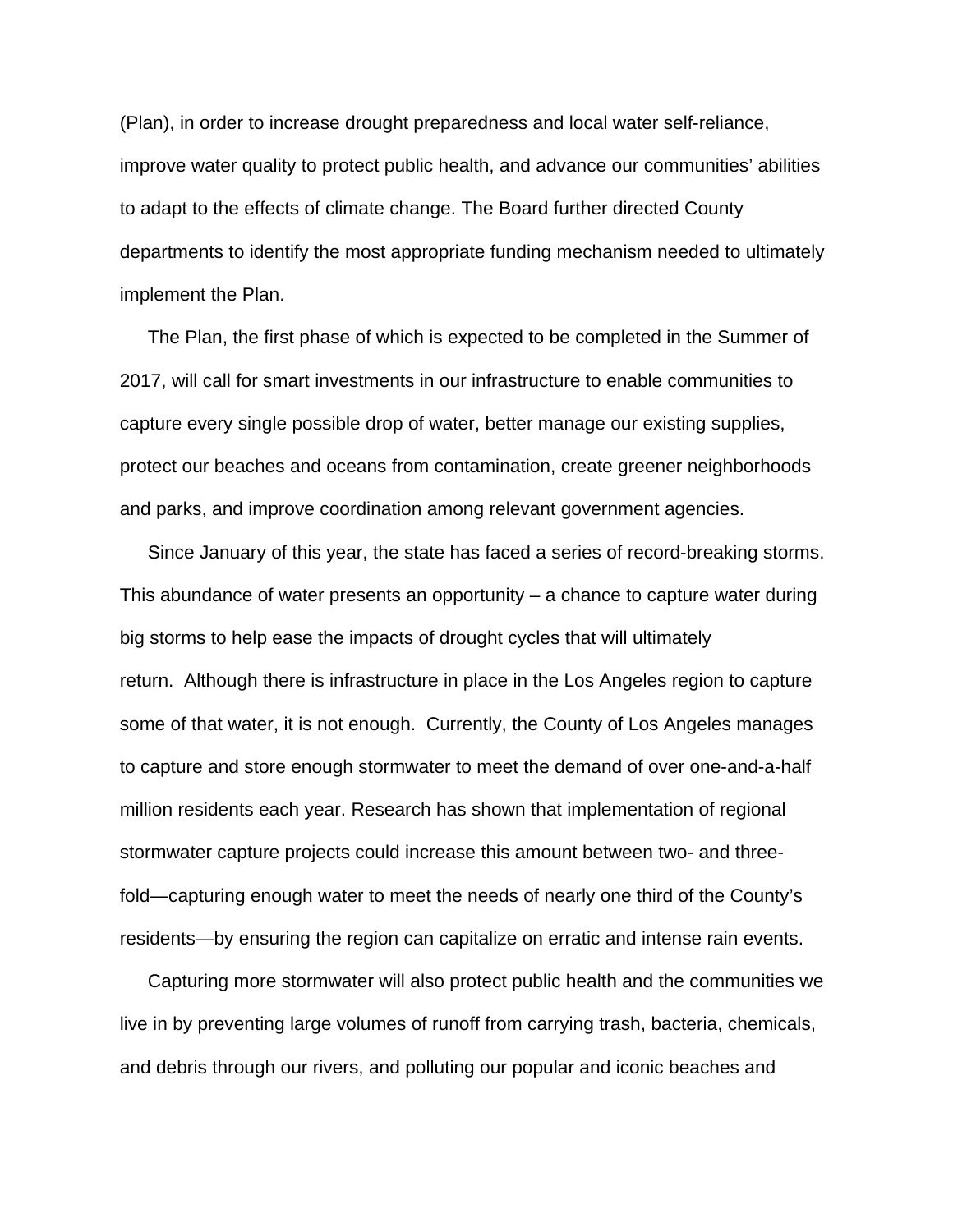(Plan), in order to increase drought preparedness and local water self-reliance, improve water quality to protect public health, and advance our communities' abilities to adapt to the effects of climate change. The Board further directed County departments to identify the most appropriate funding mechanism needed to ultimately implement the Plan.

The Plan, the first phase of which is expected to be completed in the Summer of 2017, will call for smart investments in our infrastructure to enable communities to capture every single possible drop of water, better manage our existing supplies, protect our beaches and oceans from contamination, create greener neighborhoods and parks, and improve coordination among relevant government agencies.

Since January of this year, the state has faced a series of record-breaking storms. This abundance of water presents an opportunity – a chance to capture water during big storms to help ease the impacts of drought cycles that will ultimately return. Although there is infrastructure in place in the Los Angeles region to capture some of that water, it is not enough. Currently, the County of Los Angeles manages to capture and store enough stormwater to meet the demand of over one-and-a-half million residents each year. Research has shown that implementation of regional stormwater capture projects could increase this amount between two- and three-fold—capturing enough water to meet the needs of nearly one third of the County's residents—by ensuring the region can capitalize on erratic and intense rain events.

Capturing more stormwater will also protect public health and the communities we live in by preventing large volumes of runoff from carrying trash, bacteria, chemicals, and debris through our rivers, and polluting our popular and iconic beaches and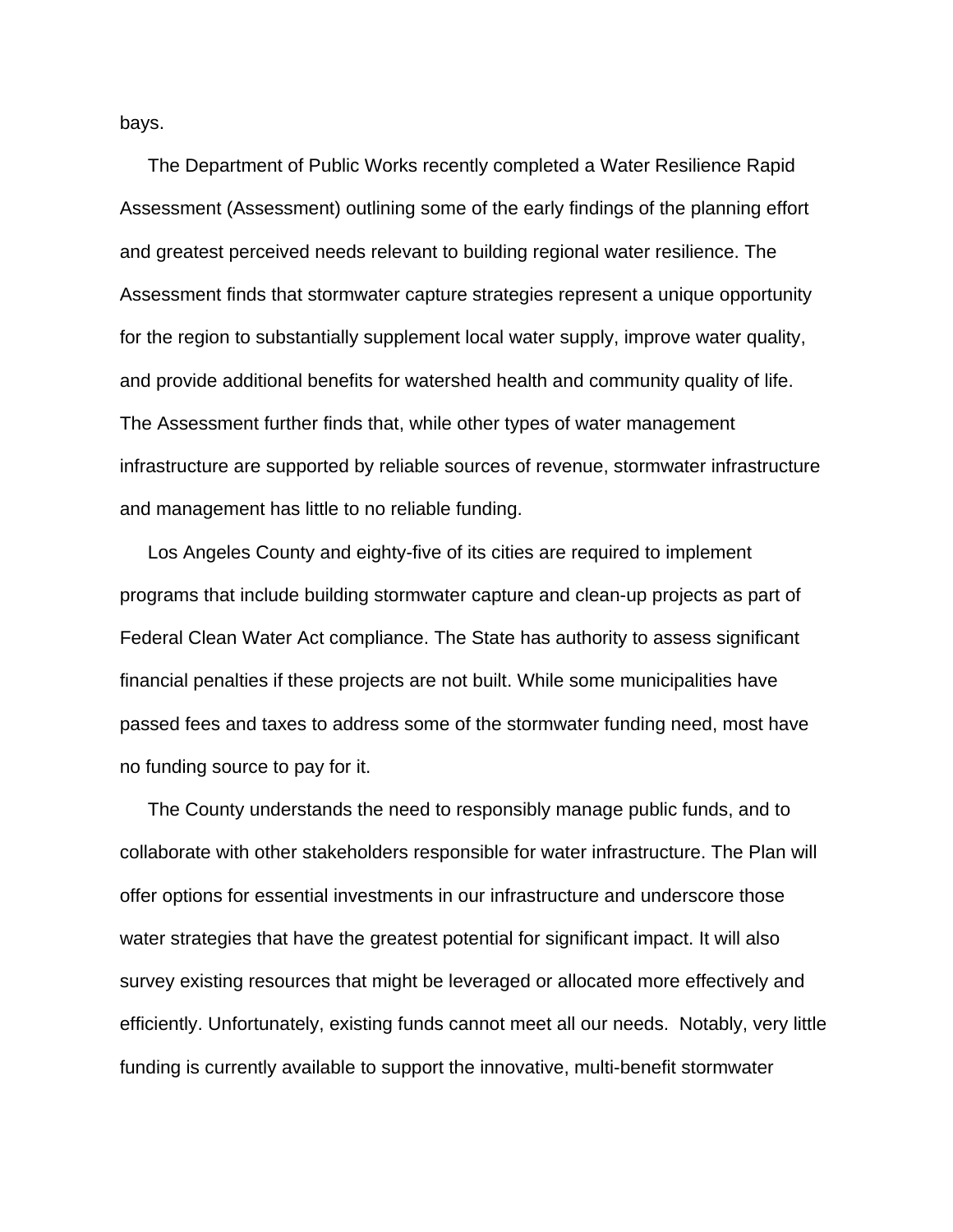bays.

The Department of Public Works recently completed a Water Resilience Rapid Assessment (Assessment) outlining some of the early findings of the planning effort and greatest perceived needs relevant to building regional water resilience. The Assessment finds that stormwater capture strategies represent a unique opportunity for the region to substantially supplement local water supply, improve water quality, and provide additional benefits for watershed health and community quality of life. The Assessment further finds that, while other types of water management infrastructure are supported by reliable sources of revenue, stormwater infrastructure and management has little to no reliable funding.

Los Angeles County and eighty-five of its cities are required to implement programs that include building stormwater capture and clean-up projects as part of Federal Clean Water Act compliance. The State has authority to assess significant financial penalties if these projects are not built. While some municipalities have passed fees and taxes to address some of the stormwater funding need, most have no funding source to pay for it.

The County understands the need to responsibly manage public funds, and to collaborate with other stakeholders responsible for water infrastructure. The Plan will offer options for essential investments in our infrastructure and underscore those water strategies that have the greatest potential for significant impact. It will also survey existing resources that might be leveraged or allocated more effectively and efficiently. Unfortunately, existing funds cannot meet all our needs. Notably, very little funding is currently available to support the innovative, multi-benefit stormwater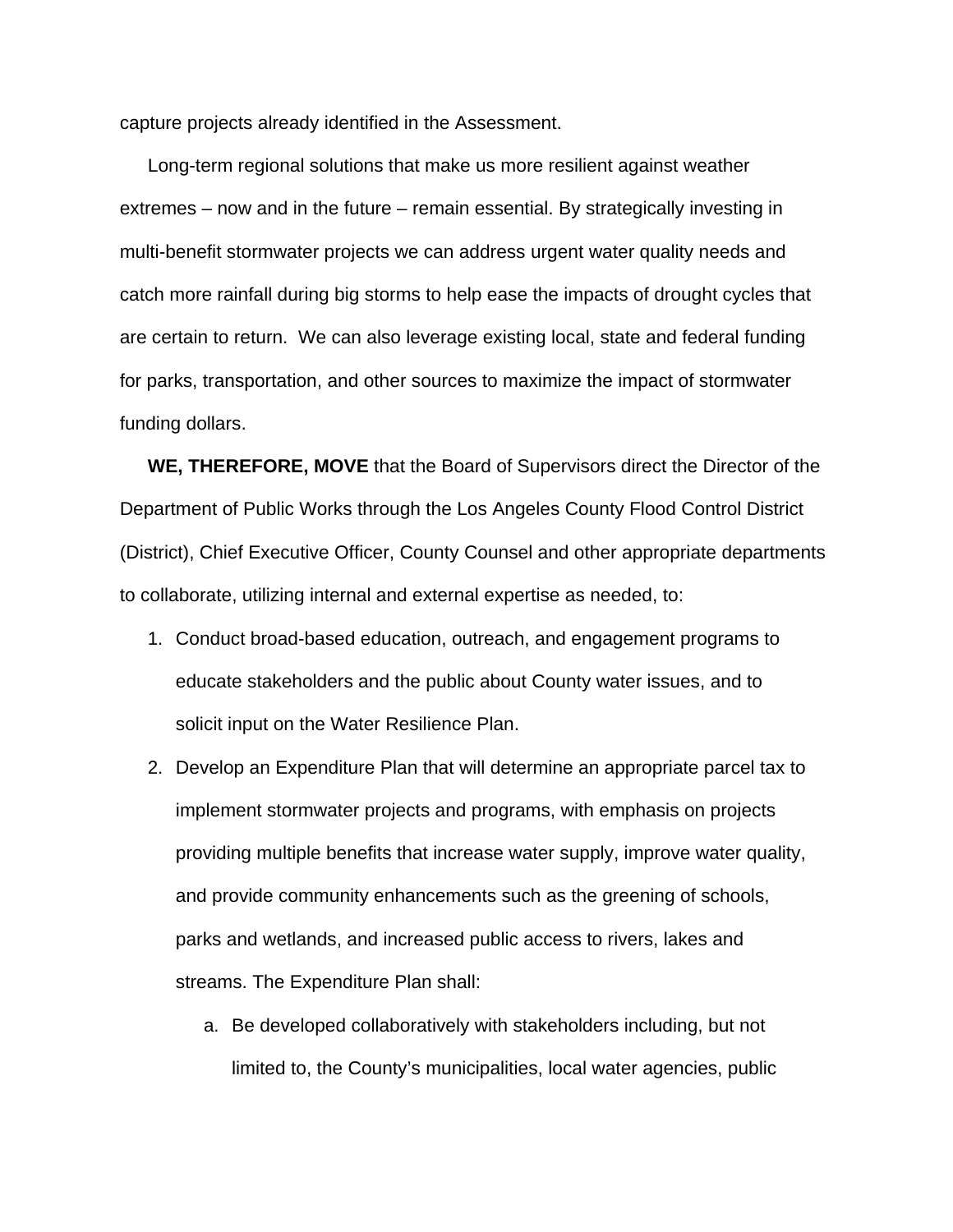capture projects already identified in the Assessment.

Long-term regional solutions that make us more resilient against weather extremes – now and in the future – remain essential. By strategically investing in multi-benefit stormwater projects we can address urgent water quality needs and catch more rainfall during big storms to help ease the impacts of drought cycles that are certain to return. We can also leverage existing local, state and federal funding for parks, transportation, and other sources to maximize the impact of stormwater funding dollars.

**WE, THEREFORE, MOVE** that the Board of Supervisors direct the Director of the Department of Public Works through the Los Angeles County Flood Control District (District), Chief Executive Officer, County Counsel and other appropriate departments to collaborate, utilizing internal and external expertise as needed, to:

1. Conduct broad-based education, outreach, and engagement programs to educate stakeholders and the public about County water issues, and to solicit input on the Water Resilience Plan.
2. Develop an Expenditure Plan that will determine an appropriate parcel tax to implement stormwater projects and programs, with emphasis on projects providing multiple benefits that increase water supply, improve water quality, and provide community enhancements such as the greening of schools, parks and wetlands, and increased public access to rivers, lakes and streams. The Expenditure Plan shall:
    a. Be developed collaboratively with stakeholders including, but not limited to, the County's municipalities, local water agencies, public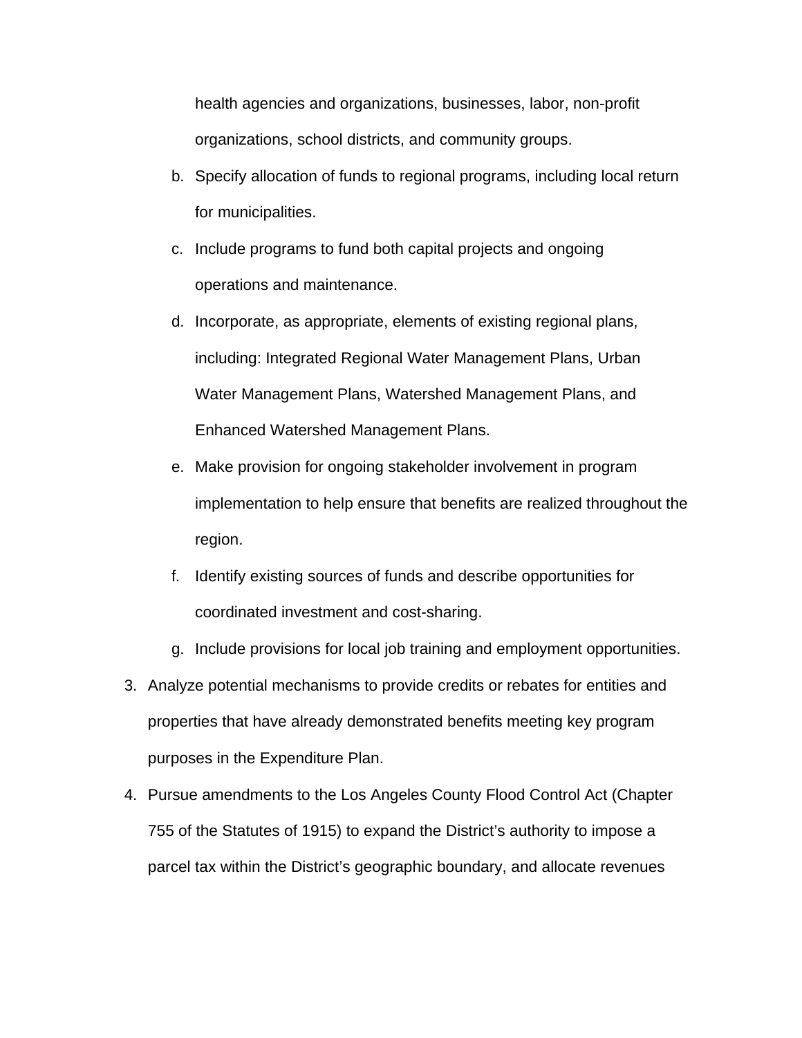health agencies and organizations, businesses, labor, non-profit organizations, school districts, and community groups.

b. Specify allocation of funds to regional programs, including local return for municipalities.

c. Include programs to fund both capital projects and ongoing operations and maintenance.

d. Incorporate, as appropriate, elements of existing regional plans, including: Integrated Regional Water Management Plans, Urban Water Management Plans, Watershed Management Plans, and Enhanced Watershed Management Plans.

e. Make provision for ongoing stakeholder involvement in program implementation to help ensure that benefits are realized throughout the region.

f. Identify existing sources of funds and describe opportunities for coordinated investment and cost-sharing.

g. Include provisions for local job training and employment opportunities.

3. Analyze potential mechanisms to provide credits or rebates for entities and properties that have already demonstrated benefits meeting key program purposes in the Expenditure Plan.

4. Pursue amendments to the Los Angeles County Flood Control Act (Chapter 755 of the Statutes of 1915) to expand the District's authority to impose a parcel tax within the District's geographic boundary, and allocate revenues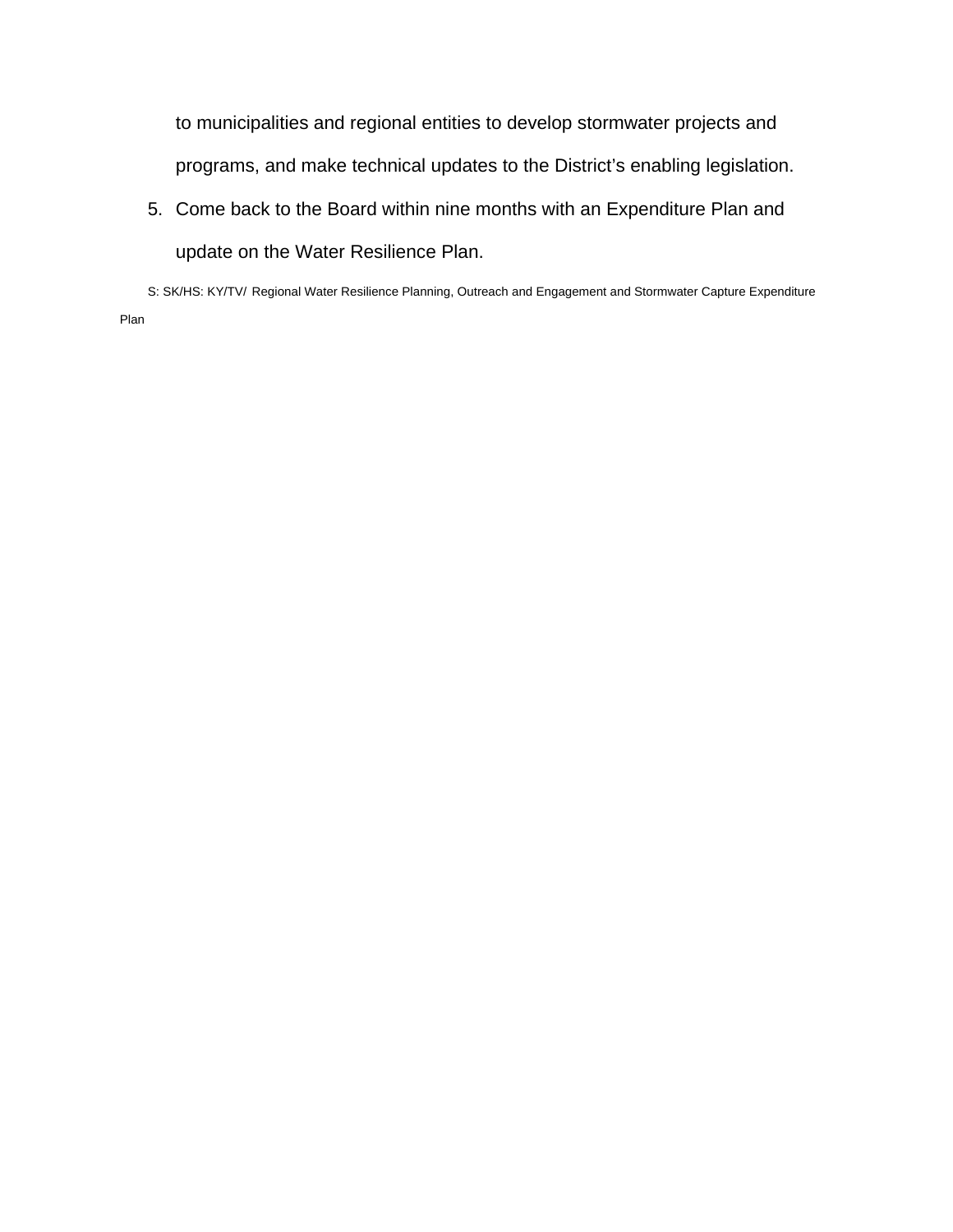to municipalities and regional entities to develop stormwater projects and programs, and make technical updates to the District's enabling legislation.

5. Come back to the Board within nine months with an Expenditure Plan and update on the Water Resilience Plan.

S: SK/HS: KY/TV/ Regional Water Resilience Planning, Outreach and Engagement and Stormwater Capture Expenditure Plan